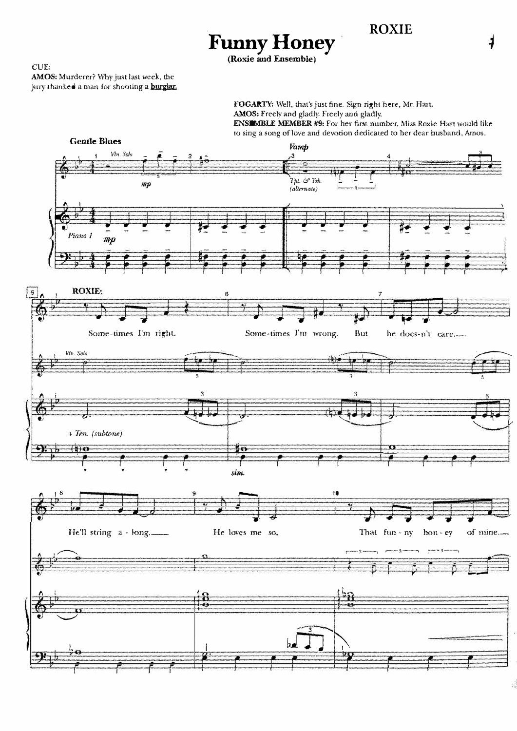# Funny Honey

**(Roxie and Ensemble)**

CUE:
**AMOS:** Murderer? Why just last week, the jury thanked a man for shooting a **burglar.**

**FOGARTY:** Well, that's just fine. Sign right here, Mr. Hart.
**AMOS:** Freely and gladly. Freely and gladly.
**ENSEMBLE MEMBER #9:** For her first number, Miss Roxie Hart would like to sing a song of love and devotion dedicated to her dear husband, Amos.

**Gentle Blues**

**ROXIE:**

Some-times I'm right. Some-times I'm wrong. But he does-n't care.__ He'll string a-long.__ He loves me so, That fun-ny hon-ey of mine.__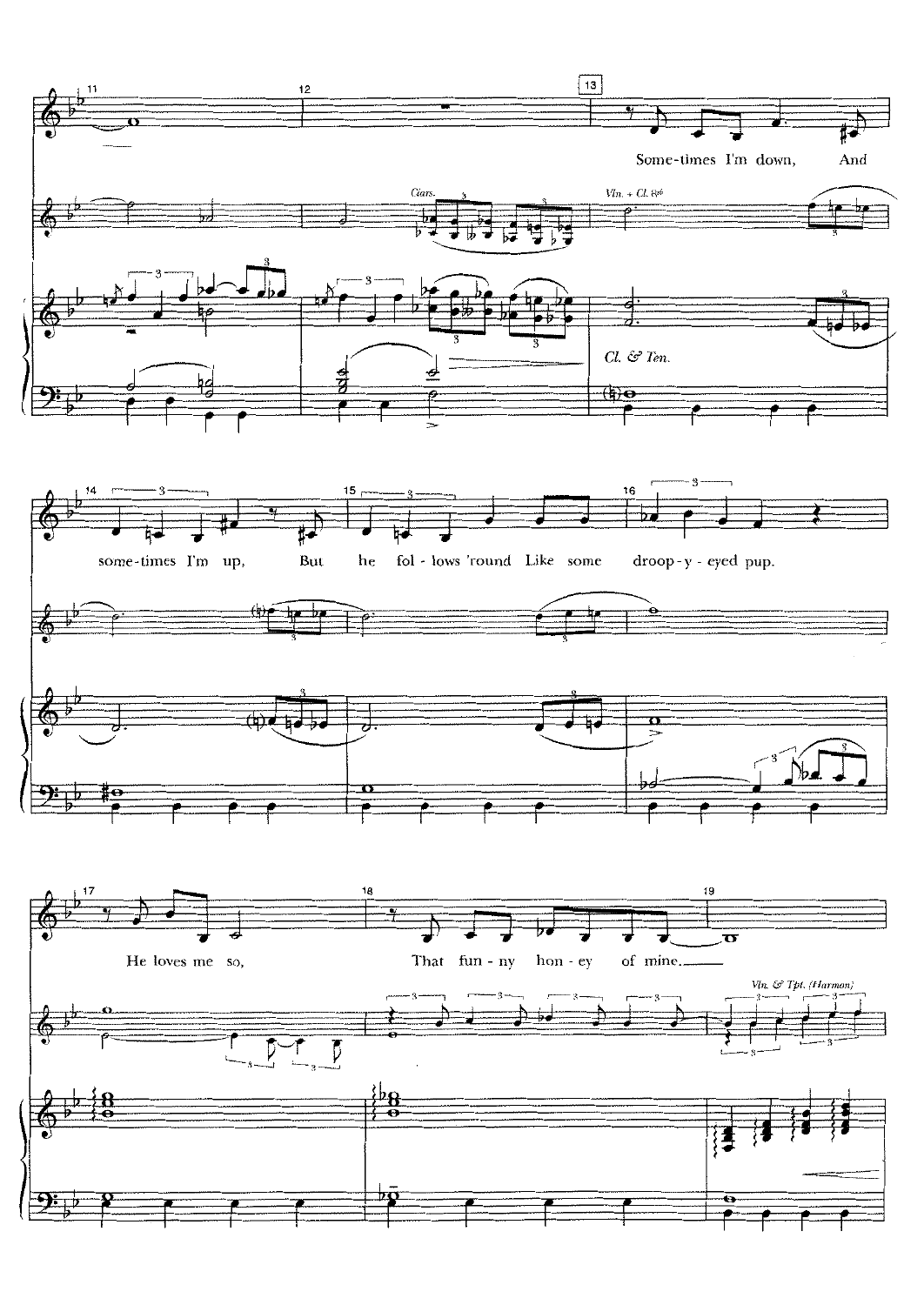Some-times I'm down, And some-times I'm up, But he fol-lows 'round Like some droop-y-eyed pup.

He loves me so, That fun-ny hon-ey of mine.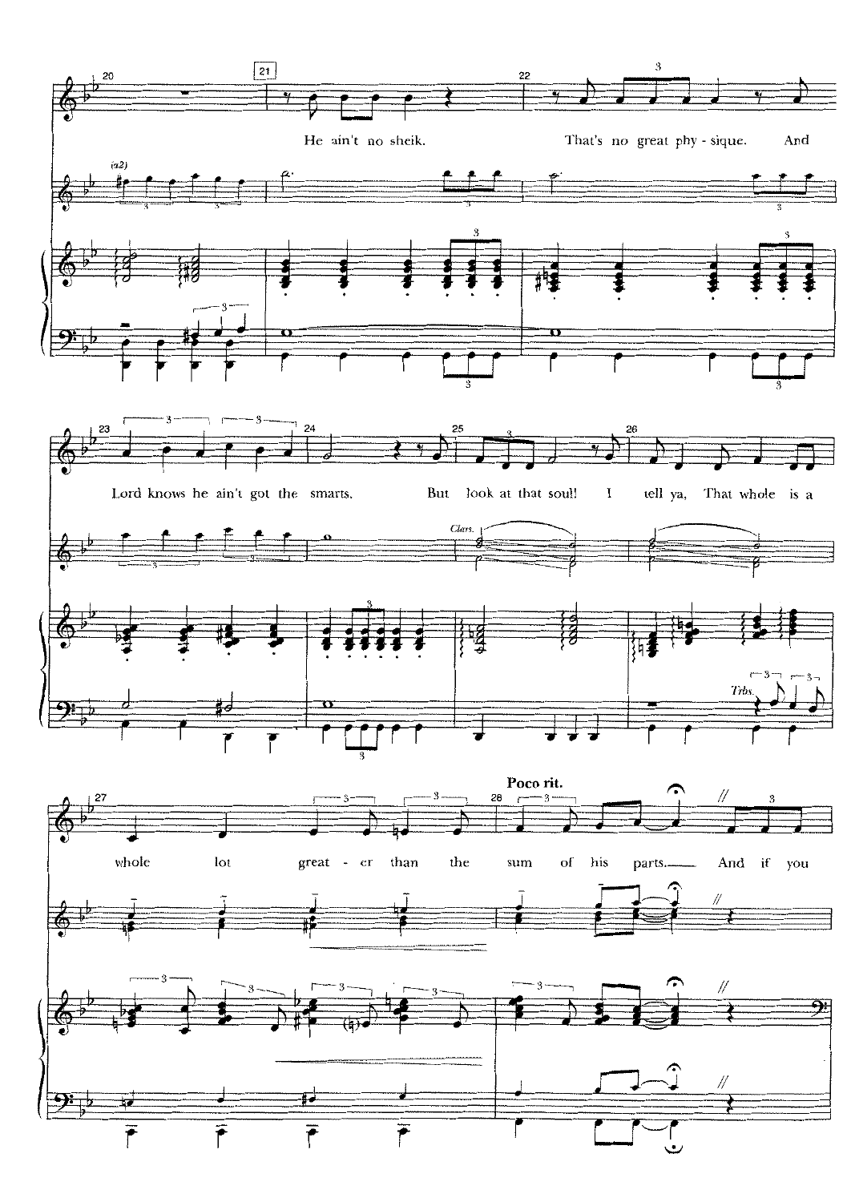He ain't no sheik. That's no great phy - sique. And Lord knows he ain't got the smarts. But look at that soul! I tell ya, That whole is a whole lot great - er than the sum of his parts. And if you

(a2)

Clars.

Trbs.

Poco rit.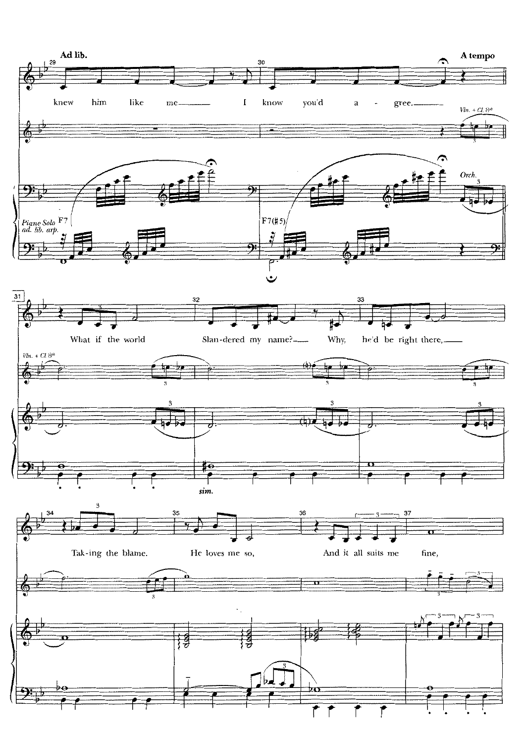**Ad lib.** **A tempo**

knew him like me I know you'd a - gree.

*Vln. + Cl. 8va*

*Piano Solo ad. lib. arp.* F7 F7(♯5) *Orch.*

What if the world Slan-dered my name? Why, he'd be right there,

*Vln. + Cl. 8va*

*sim.*

Tak-ing the blame. He loves me so, And it all suits me fine,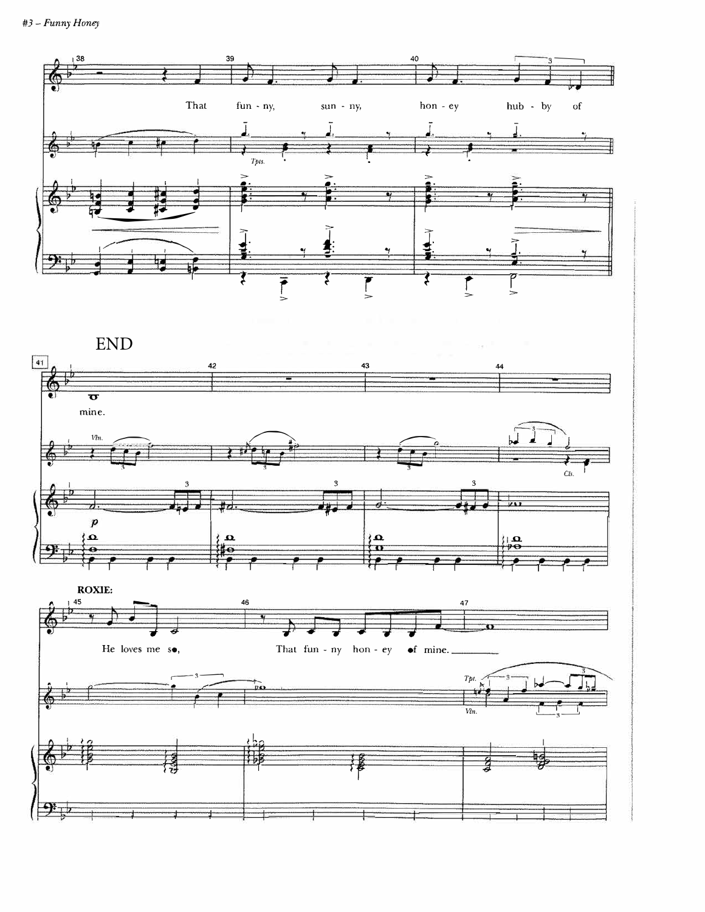END

ROXIE:

That funny, sunny, honey hubby of mine.

He loves me so, That funny honey of mine.